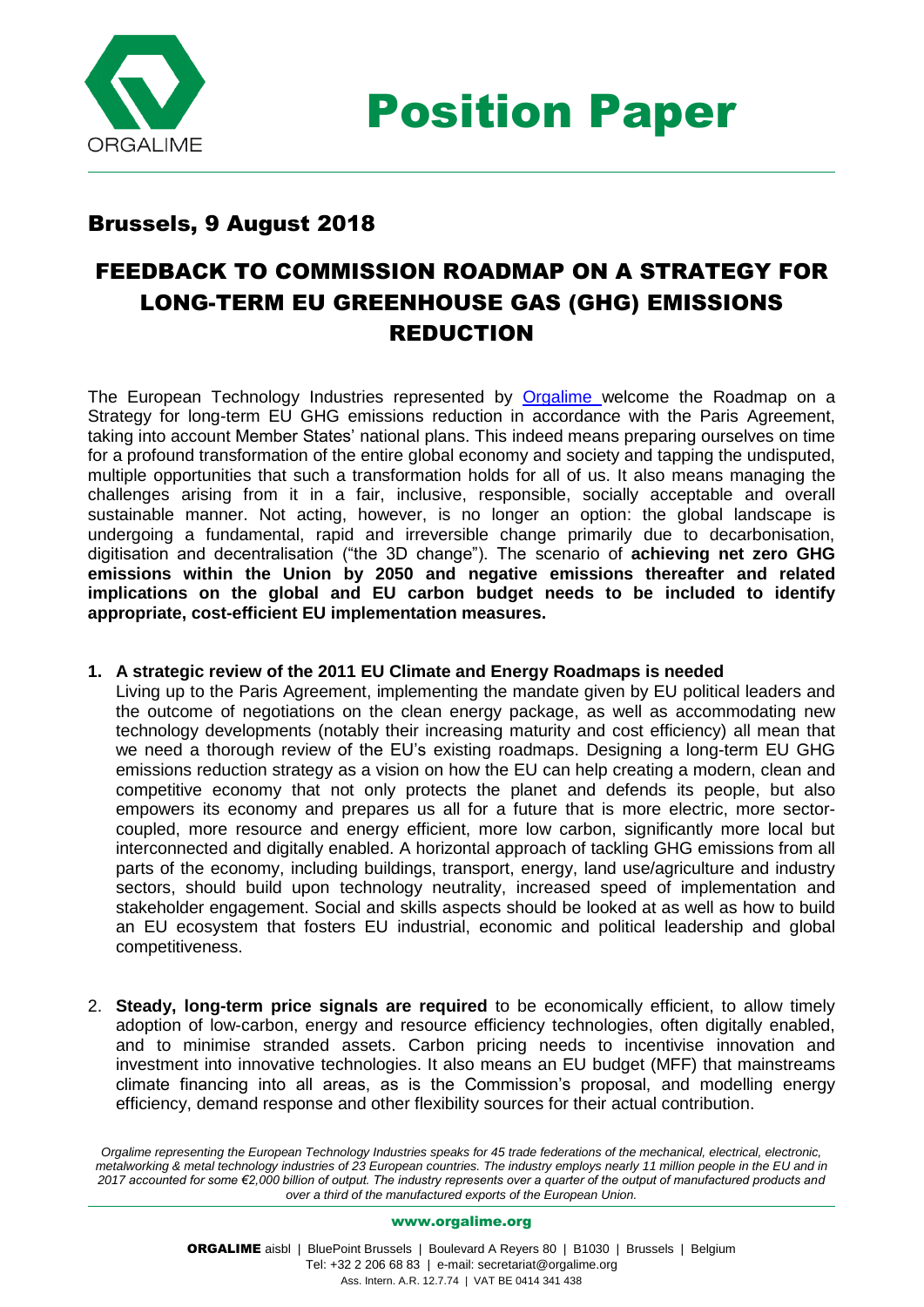# Position Paper

## Brussels, 9 August 2018

# FEEDBACK TO COMMISSION ROADMAP ON A STRATEGY FOR LONG-TERM EU GREENHOUSE GAS (GHG) EMISSIONS REDUCTION

The European Technology Industries represented by Orgalime welcome the Roadmap on a Strategy for long-term EU GHG emissions reduction in accordance with the Paris Agreement, taking into account Member States' national plans. This indeed means preparing ourselves on time for a profound transformation of the entire global economy and society and tapping the undisputed, multiple opportunities that such a transformation holds for all of us. It also means managing the challenges arising from it in a fair, inclusive, responsible, socially acceptable and overall sustainable manner. Not acting, however, is no longer an option: the global landscape is undergoing a fundamental, rapid and irreversible change primarily due to decarbonisation, digitisation and decentralisation ("the 3D change"). The scenario of **achieving net zero GHG emissions within the Union by 2050 and negative emissions thereafter and related implications on the global and EU carbon budget needs to be included to identify appropriate, cost-efficient EU implementation measures.**

1. **A strategic review of the 2011 EU Climate and Energy Roadmaps is needed**
   Living up to the Paris Agreement, implementing the mandate given by EU political leaders and the outcome of negotiations on the clean energy package, as well as accommodating new technology developments (notably their increasing maturity and cost efficiency) all mean that we need a thorough review of the EU's existing roadmaps. Designing a long-term EU GHG emissions reduction strategy as a vision on how the EU can help creating a modern, clean and competitive economy that not only protects the planet and defends its people, but also empowers its economy and prepares us all for a future that is more electric, more sector-coupled, more resource and energy efficient, more low carbon, significantly more local but interconnected and digitally enabled. A horizontal approach of tackling GHG emissions from all parts of the economy, including buildings, transport, energy, land use/agriculture and industry sectors, should build upon technology neutrality, increased speed of implementation and stakeholder engagement. Social and skills aspects should be looked at as well as how to build an EU ecosystem that fosters EU industrial, economic and political leadership and global competitiveness.

2. **Steady, long-term price signals are required** to be economically efficient, to allow timely adoption of low-carbon, energy and resource efficiency technologies, often digitally enabled, and to minimise stranded assets. Carbon pricing needs to incentivise innovation and investment into innovative technologies. It also means an EU budget (MFF) that mainstreams climate financing into all areas, as is the Commission's proposal, and modelling energy efficiency, demand response and other flexibility sources for their actual contribution.

*Orgalime representing the European Technology Industries speaks for 45 trade federations of the mechanical, electrical, electronic, metalworking & metal technology industries of 23 European countries. The industry employs nearly 11 million people in the EU and in 2017 accounted for some €2,000 billion of output. The industry represents over a quarter of the output of manufactured products and over a third of the manufactured exports of the European Union.*

www.orgalime.org

**ORGALIME** aisbl | BluePoint Brussels | Boulevard A Reyers 80 | B1030 | Brussels | Belgium
Tel: +32 2 206 68 83 | e-mail: secretariat@orgalime.org
Ass. Intern. A.R. 12.7.74 | VAT BE 0414 341 438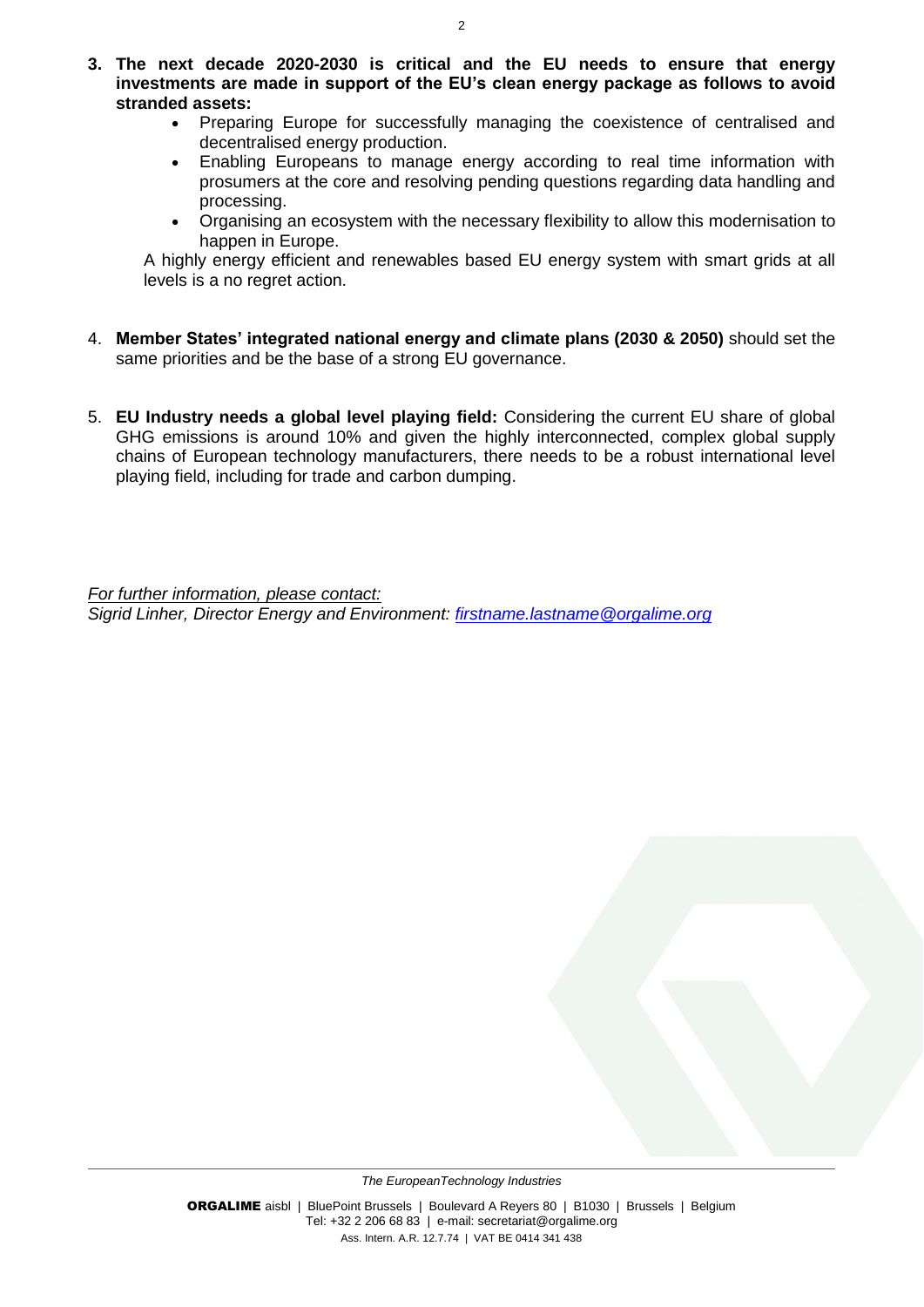3. **The next decade 2020-2030 is critical and the EU needs to ensure that energy investments are made in support of the EU's clean energy package as follows to avoid stranded assets:**
    - Preparing Europe for successfully managing the coexistence of centralised and decentralised energy production.
    - Enabling Europeans to manage energy according to real time information with prosumers at the core and resolving pending questions regarding data handling and processing.
    - Organising an ecosystem with the necessary flexibility to allow this modernisation to happen in Europe.

   A highly energy efficient and renewables based EU energy system with smart grids at all levels is a no regret action.

4. **Member States' integrated national energy and climate plans (2030 & 2050)** should set the same priorities and be the base of a strong EU governance.

5. **EU Industry needs a global level playing field:** Considering the current EU share of global GHG emissions is around 10% and given the highly interconnected, complex global supply chains of European technology manufacturers, there needs to be a robust international level playing field, including for trade and carbon dumping.

*For further information, please contact:*
*Sigrid Linher, Director Energy and Environment: firstname.lastname@orgalime.org*

*The EuropeanTechnology Industries*

**ORGALIME** aisbl | BluePoint Brussels | Boulevard A Reyers 80 | B1030 | Brussels | Belgium
Tel: +32 2 206 68 83 | e-mail: secretariat@orgalime.org
Ass. Intern. A.R. 12.7.74 | VAT BE 0414 341 438